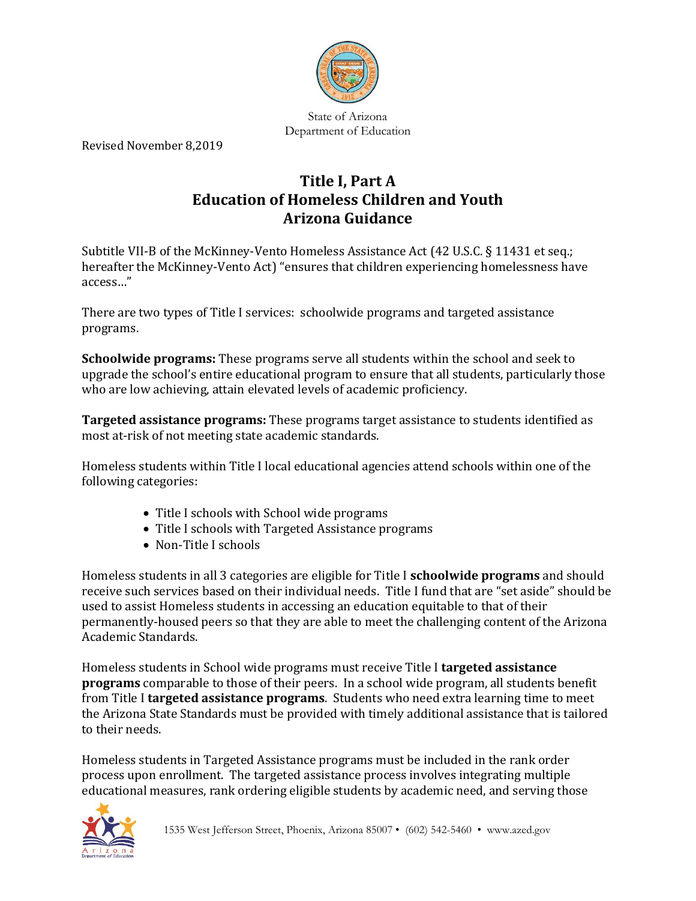State of Arizona
Department of Education

Revised November 8,2019

# Title I, Part A
# Education of Homeless Children and Youth
# Arizona Guidance

Subtitle VII-B of the McKinney-Vento Homeless Assistance Act (42 U.S.C. § 11431 et seq.; hereafter the McKinney-Vento Act) "ensures that children experiencing homelessness have access…"

There are two types of Title I services: schoolwide programs and targeted assistance programs.

**Schoolwide programs:** These programs serve all students within the school and seek to upgrade the school's entire educational program to ensure that all students, particularly those who are low achieving, attain elevated levels of academic proficiency.

**Targeted assistance programs:** These programs target assistance to students identified as most at-risk of not meeting state academic standards.

Homeless students within Title I local educational agencies attend schools within one of the following categories:

- Title I schools with School wide programs
- Title I schools with Targeted Assistance programs
- Non-Title I schools

Homeless students in all 3 categories are eligible for Title I **schoolwide programs** and should receive such services based on their individual needs. Title I fund that are "set aside" should be used to assist Homeless students in accessing an education equitable to that of their permanently-housed peers so that they are able to meet the challenging content of the Arizona Academic Standards.

Homeless students in School wide programs must receive Title I **targeted assistance programs** comparable to those of their peers. In a school wide program, all students benefit from Title I **targeted assistance programs**. Students who need extra learning time to meet the Arizona State Standards must be provided with timely additional assistance that is tailored to their needs.

Homeless students in Targeted Assistance programs must be included in the rank order process upon enrollment. The targeted assistance process involves integrating multiple educational measures, rank ordering eligible students by academic need, and serving those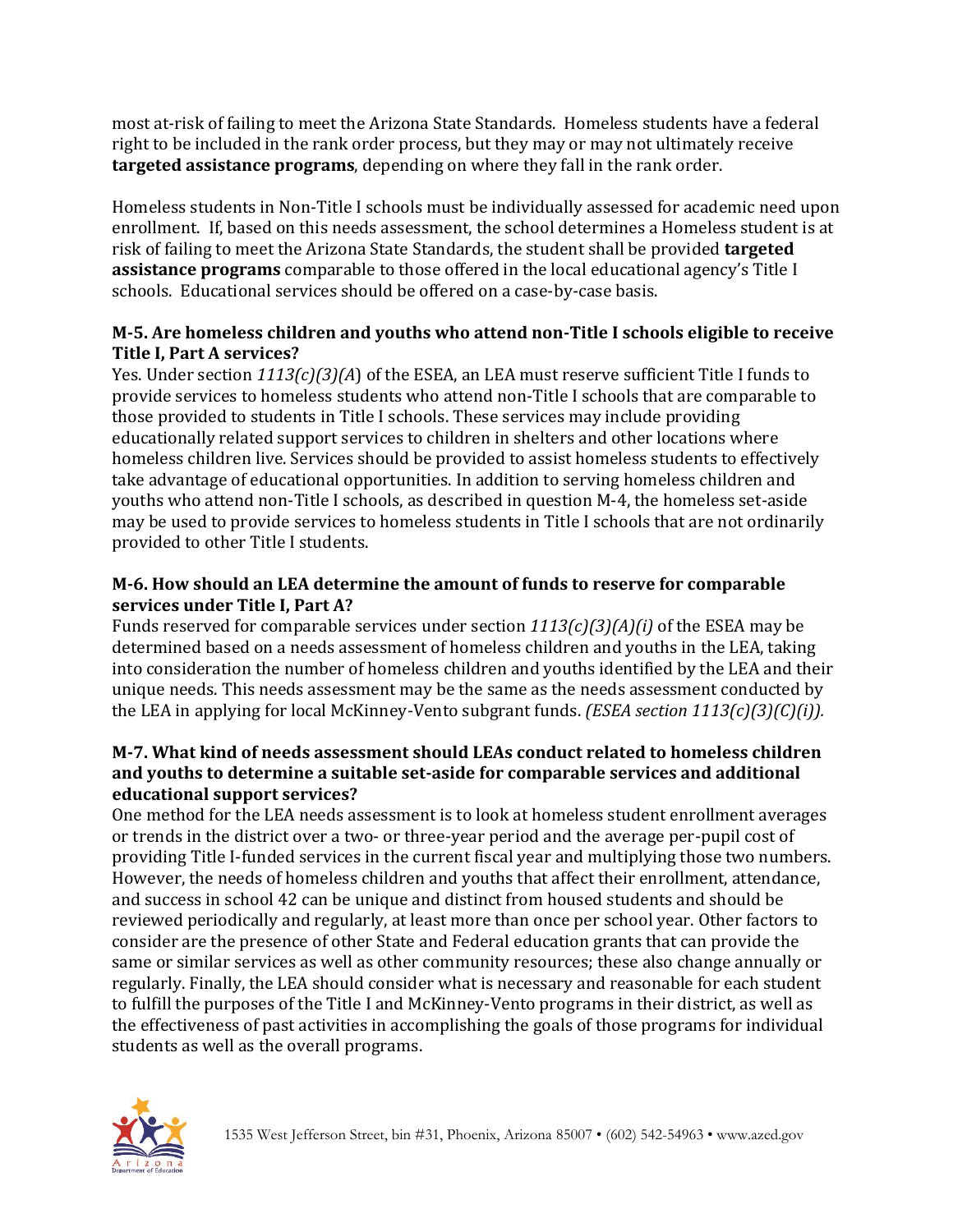most at-risk of failing to meet the Arizona State Standards. Homeless students have a federal right to be included in the rank order process, but they may or may not ultimately receive **targeted assistance programs**, depending on where they fall in the rank order.

Homeless students in Non-Title I schools must be individually assessed for academic need upon enrollment. If, based on this needs assessment, the school determines a Homeless student is at risk of failing to meet the Arizona State Standards, the student shall be provided **targeted assistance programs** comparable to those offered in the local educational agency's Title I schools. Educational services should be offered on a case-by-case basis.

**M-5. Are homeless children and youths who attend non-Title I schools eligible to receive Title I, Part A services?**

Yes. Under section *1113(c)(3)(A*) of the ESEA, an LEA must reserve sufficient Title I funds to provide services to homeless students who attend non-Title I schools that are comparable to those provided to students in Title I schools. These services may include providing educationally related support services to children in shelters and other locations where homeless children live. Services should be provided to assist homeless students to effectively take advantage of educational opportunities. In addition to serving homeless children and youths who attend non-Title I schools, as described in question M-4, the homeless set-aside may be used to provide services to homeless students in Title I schools that are not ordinarily provided to other Title I students.

**M-6. How should an LEA determine the amount of funds to reserve for comparable services under Title I, Part A?**

Funds reserved for comparable services under section *1113(c)(3)(A)(i)* of the ESEA may be determined based on a needs assessment of homeless children and youths in the LEA, taking into consideration the number of homeless children and youths identified by the LEA and their unique needs. This needs assessment may be the same as the needs assessment conducted by the LEA in applying for local McKinney-Vento subgrant funds. *(ESEA section 1113(c)(3)(C)(i)).*

**M-7. What kind of needs assessment should LEAs conduct related to homeless children and youths to determine a suitable set-aside for comparable services and additional educational support services?**

One method for the LEA needs assessment is to look at homeless student enrollment averages or trends in the district over a two- or three-year period and the average per-pupil cost of providing Title I-funded services in the current fiscal year and multiplying those two numbers. However, the needs of homeless children and youths that affect their enrollment, attendance, and success in school 42 can be unique and distinct from housed students and should be reviewed periodically and regularly, at least more than once per school year. Other factors to consider are the presence of other State and Federal education grants that can provide the same or similar services as well as other community resources; these also change annually or regularly. Finally, the LEA should consider what is necessary and reasonable for each student to fulfill the purposes of the Title I and McKinney-Vento programs in their district, as well as the effectiveness of past activities in accomplishing the goals of those programs for individual students as well as the overall programs.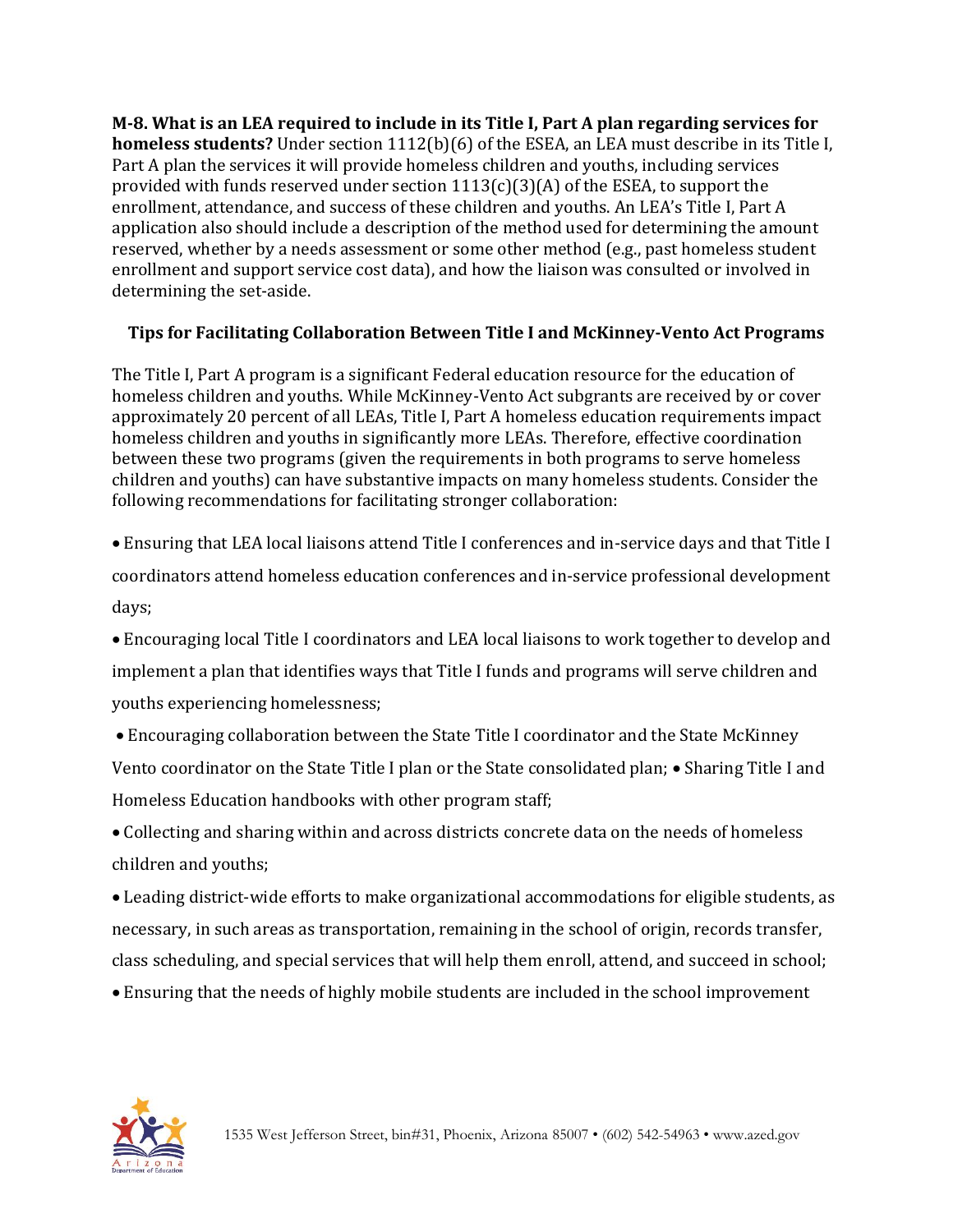**M-8. What is an LEA required to include in its Title I, Part A plan regarding services for homeless students?** Under section 1112(b)(6) of the ESEA, an LEA must describe in its Title I, Part A plan the services it will provide homeless children and youths, including services provided with funds reserved under section 1113(c)(3)(A) of the ESEA, to support the enrollment, attendance, and success of these children and youths. An LEA's Title I, Part A application also should include a description of the method used for determining the amount reserved, whether by a needs assessment or some other method (e.g., past homeless student enrollment and support service cost data), and how the liaison was consulted or involved in determining the set-aside.

**Tips for Facilitating Collaboration Between Title I and McKinney-Vento Act Programs**

The Title I, Part A program is a significant Federal education resource for the education of homeless children and youths. While McKinney-Vento Act subgrants are received by or cover approximately 20 percent of all LEAs, Title I, Part A homeless education requirements impact homeless children and youths in significantly more LEAs. Therefore, effective coordination between these two programs (given the requirements in both programs to serve homeless children and youths) can have substantive impacts on many homeless students. Consider the following recommendations for facilitating stronger collaboration:

- Ensuring that LEA local liaisons attend Title I conferences and in-service days and that Title I coordinators attend homeless education conferences and in-service professional development days;
- Encouraging local Title I coordinators and LEA local liaisons to work together to develop and implement a plan that identifies ways that Title I funds and programs will serve children and youths experiencing homelessness;
- Encouraging collaboration between the State Title I coordinator and the State McKinney Vento coordinator on the State Title I plan or the State consolidated plan;
- Sharing Title I and Homeless Education handbooks with other program staff;
- Collecting and sharing within and across districts concrete data on the needs of homeless children and youths;
- Leading district-wide efforts to make organizational accommodations for eligible students, as necessary, in such areas as transportation, remaining in the school of origin, records transfer, class scheduling, and special services that will help them enroll, attend, and succeed in school;
- Ensuring that the needs of highly mobile students are included in the school improvement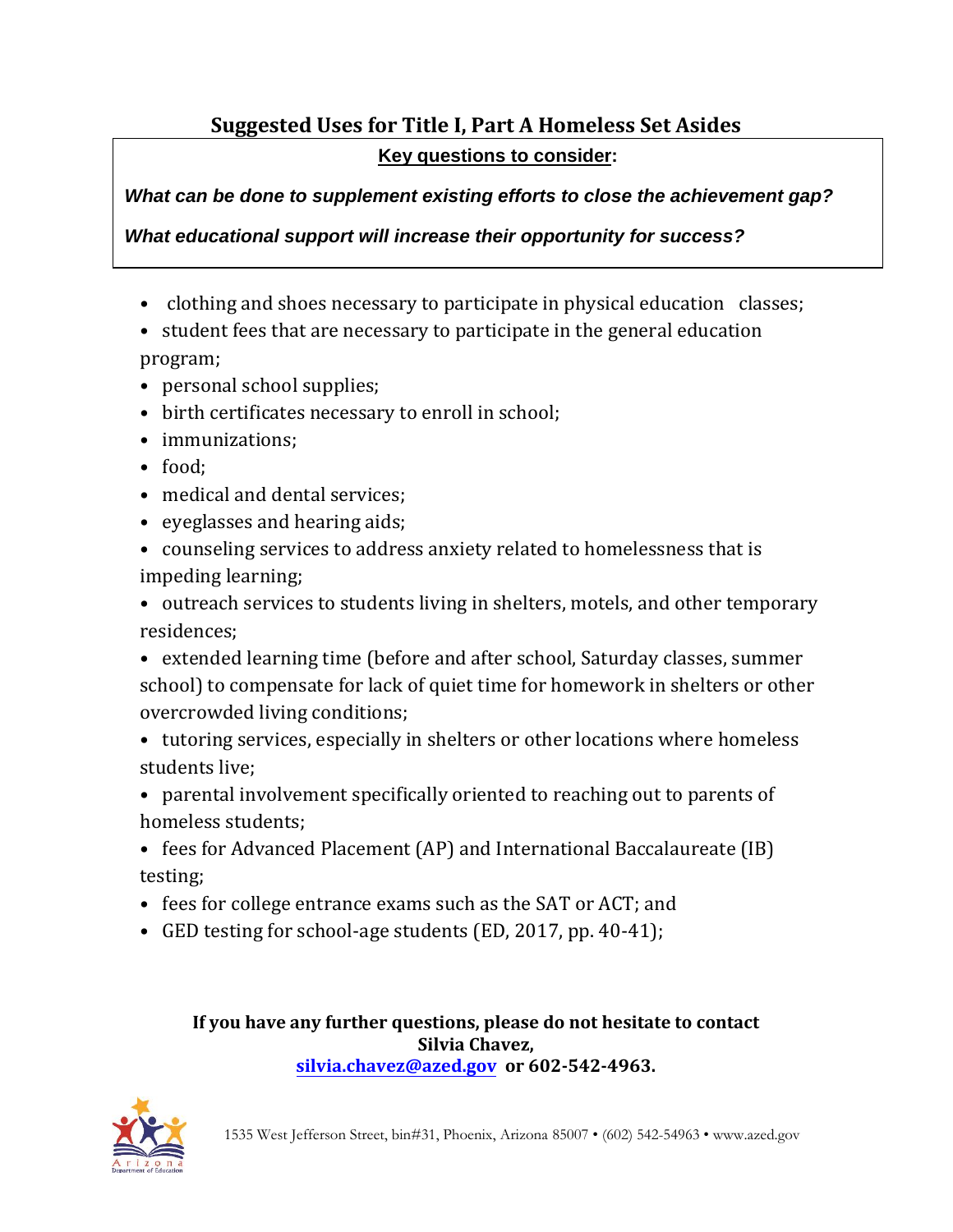## Suggested Uses for Title I, Part A Homeless Set Asides

**Key questions to consider:**

***What can be done to supplement existing efforts to close the achievement gap?***

***What educational support will increase their opportunity for success?***

- clothing and shoes necessary to participate in physical education classes;
- student fees that are necessary to participate in the general education program;
- personal school supplies;
- birth certificates necessary to enroll in school;
- immunizations;
- food;
- medical and dental services;
- eyeglasses and hearing aids;
- counseling services to address anxiety related to homelessness that is impeding learning;
- outreach services to students living in shelters, motels, and other temporary residences;
- extended learning time (before and after school, Saturday classes, summer school) to compensate for lack of quiet time for homework in shelters or other overcrowded living conditions;
- tutoring services, especially in shelters or other locations where homeless students live;
- parental involvement specifically oriented to reaching out to parents of homeless students;
- fees for Advanced Placement (AP) and International Baccalaureate (IB) testing;
- fees for college entrance exams such as the SAT or ACT; and
- GED testing for school-age students (ED, 2017, pp. 40-41);

**If you have any further questions, please do not hesitate to contact Silvia Chavez, [silvia.chavez@azed.gov](mailto:silvia.chavez@azed.gov) or 602-542-4963.**

1535 West Jefferson Street, bin#31, Phoenix, Arizona 85007 • (602) 542-54963 • www.azed.gov